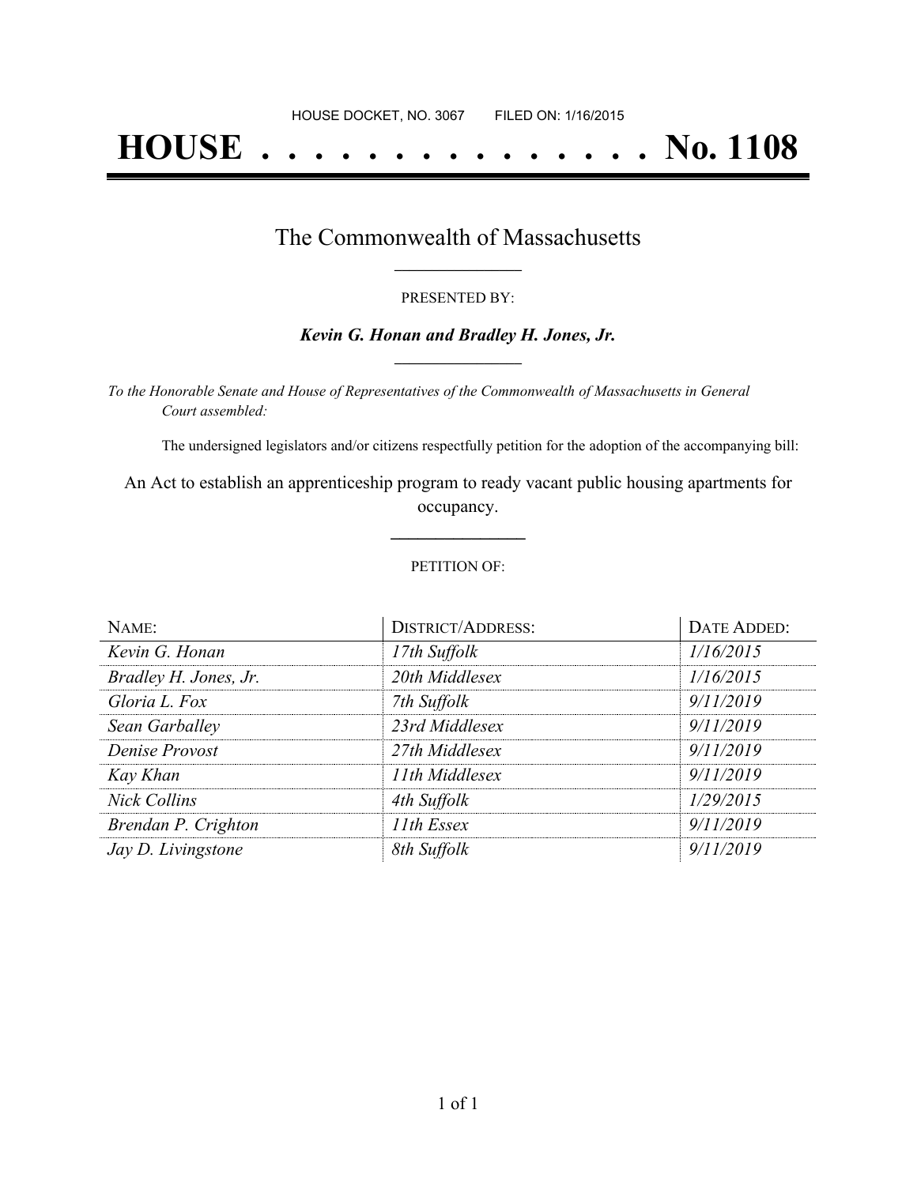HOUSE DOCKET, NO. 3067 FILED ON: 1/16/2015

# HOUSE . . . . . . . . . . . . . . . No. 1108

## The Commonwealth of Massachusetts

PRESENTED BY:

***Kevin G. Honan and Bradley H. Jones, Jr.***

*To the Honorable Senate and House of Representatives of the Commonwealth of Massachusetts in General Court assembled:*

The undersigned legislators and/or citizens respectfully petition for the adoption of the accompanying bill:

An Act to establish an apprenticeship program to ready vacant public housing apartments for occupancy.

PETITION OF:

| NAME: | DISTRICT/ADDRESS: | DATE ADDED: |
|---|---|---|
| *Kevin G. Honan* | *17th Suffolk* | *1/16/2015* |
| *Bradley H. Jones, Jr.* | *20th Middlesex* | *1/16/2015* |
| *Gloria L. Fox* | *7th Suffolk* | *9/11/2019* |
| *Sean Garballey* | *23rd Middlesex* | *9/11/2019* |
| *Denise Provost* | *27th Middlesex* | *9/11/2019* |
| *Kay Khan* | *11th Middlesex* | *9/11/2019* |
| *Nick Collins* | *4th Suffolk* | *1/29/2015* |
| *Brendan P. Crighton* | *11th Essex* | *9/11/2019* |
| *Jay D. Livingstone* | *8th Suffolk* | *9/11/2019* |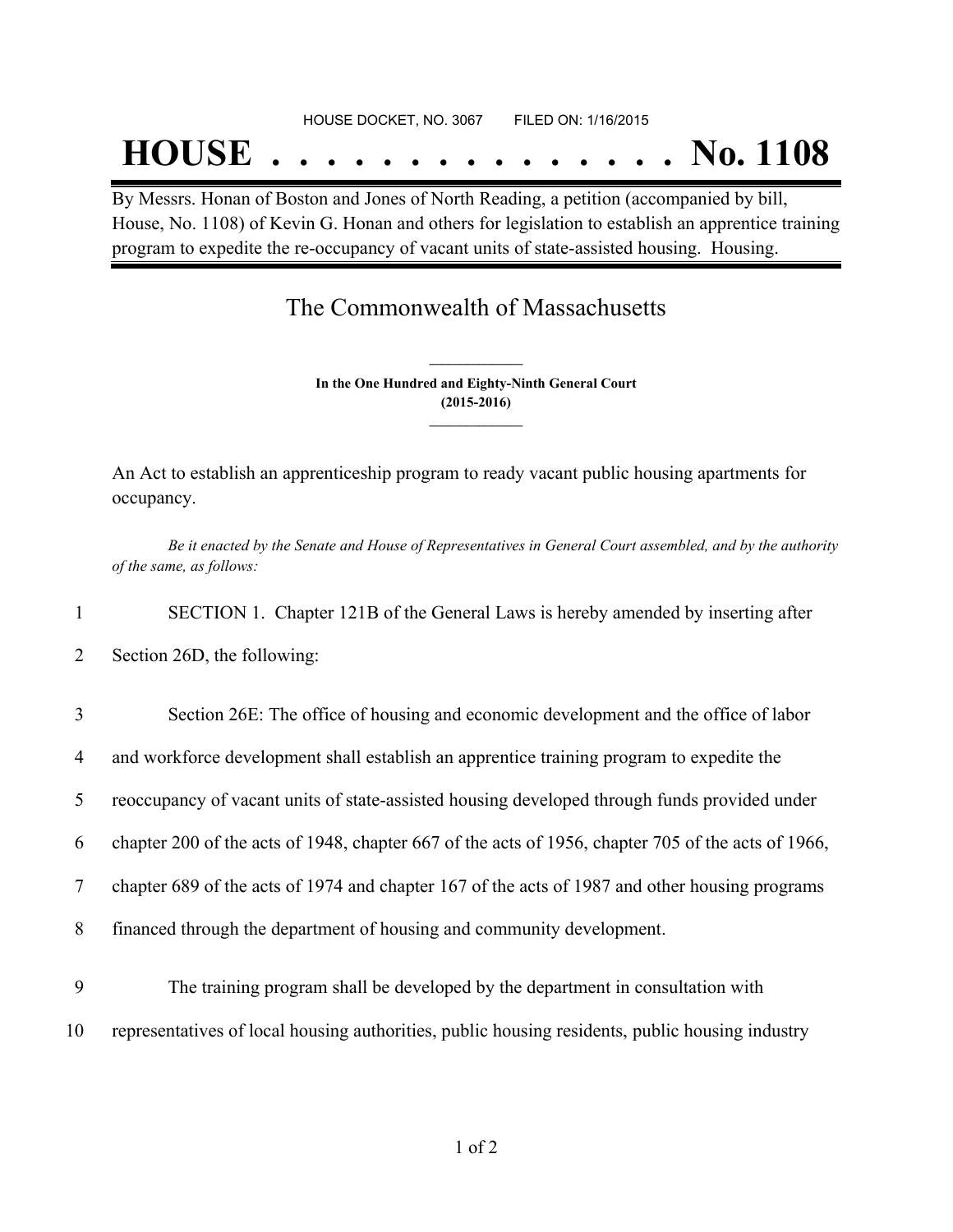HOUSE DOCKET, NO. 3067 FILED ON: 1/16/2015

# HOUSE . . . . . . . . . . . . . . . No. 1108

By Messrs. Honan of Boston and Jones of North Reading, a petition (accompanied by bill, House, No. 1108) of Kevin G. Honan and others for legislation to establish an apprentice training program to expedite the re-occupancy of vacant units of state-assisted housing. Housing.

## The Commonwealth of Massachusetts

**In the One Hundred and Eighty-Ninth General Court (2015-2016)**

An Act to establish an apprenticeship program to ready vacant public housing apartments for occupancy.

*Be it enacted by the Senate and House of Representatives in General Court assembled, and by the authority of the same, as follows:*

1 SECTION 1. Chapter 121B of the General Laws is hereby amended by inserting after
2 Section 26D, the following:

3 Section 26E: The office of housing and economic development and the office of labor
4 and workforce development shall establish an apprentice training program to expedite the
5 reoccupancy of vacant units of state-assisted housing developed through funds provided under
6 chapter 200 of the acts of 1948, chapter 667 of the acts of 1956, chapter 705 of the acts of 1966,
7 chapter 689 of the acts of 1974 and chapter 167 of the acts of 1987 and other housing programs
8 financed through the department of housing and community development.

9 The training program shall be developed by the department in consultation with
10 representatives of local housing authorities, public housing residents, public housing industry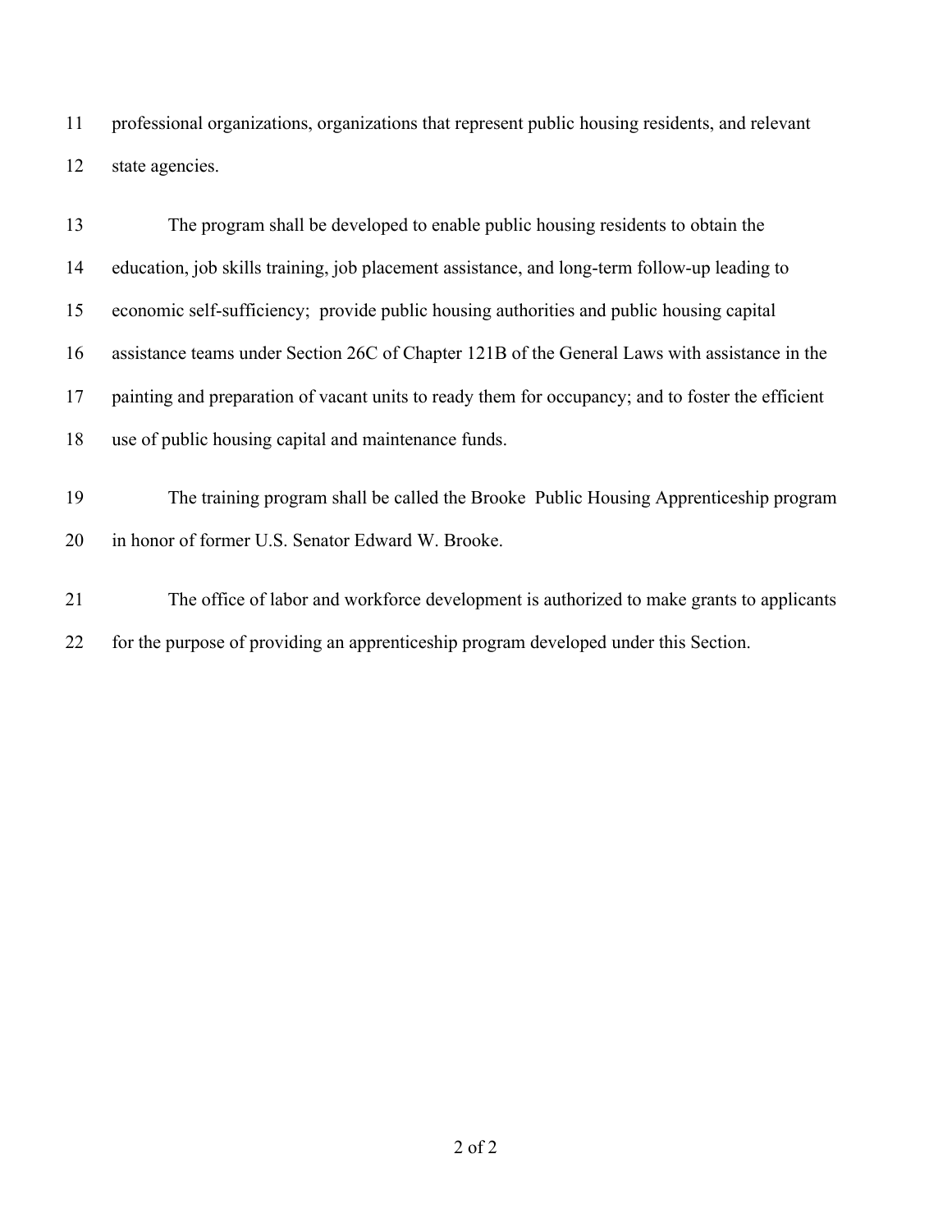professional organizations, organizations that represent public housing residents, and relevant state agencies.

The program shall be developed to enable public housing residents to obtain the education, job skills training, job placement assistance, and long-term follow-up leading to economic self-sufficiency;  provide public housing authorities and public housing capital assistance teams under Section 26C of Chapter 121B of the General Laws with assistance in the painting and preparation of vacant units to ready them for occupancy; and to foster the efficient use of public housing capital and maintenance funds.

The training program shall be called the Brooke  Public Housing Apprenticeship program in honor of former U.S. Senator Edward W. Brooke.

The office of labor and workforce development is authorized to make grants to applicants for the purpose of providing an apprenticeship program developed under this Section.